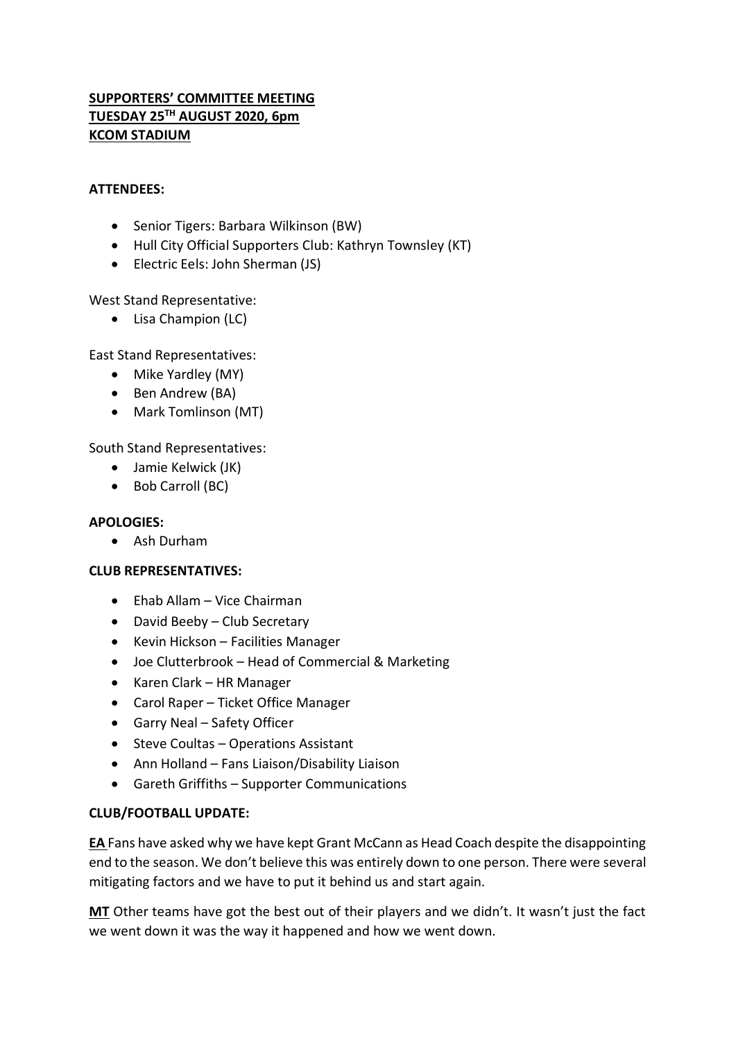**SUPPORTERS' COMMITTEE MEETING**
**TUESDAY 25TH AUGUST 2020, 6pm**
**KCOM STADIUM**

**ATTENDEES:**

- Senior Tigers: Barbara Wilkinson (BW)
- Hull City Official Supporters Club: Kathryn Townsley (KT)
- Electric Eels: John Sherman (JS)

West Stand Representative:

- Lisa Champion (LC)

East Stand Representatives:

- Mike Yardley (MY)
- Ben Andrew (BA)
- Mark Tomlinson (MT)

South Stand Representatives:

- Jamie Kelwick (JK)
- Bob Carroll (BC)

**APOLOGIES:**

- Ash Durham

**CLUB REPRESENTATIVES:**

- Ehab Allam – Vice Chairman
- David Beeby – Club Secretary
- Kevin Hickson – Facilities Manager
- Joe Clutterbrook – Head of Commercial & Marketing
- Karen Clark – HR Manager
- Carol Raper – Ticket Office Manager
- Garry Neal – Safety Officer
- Steve Coultas – Operations Assistant
- Ann Holland – Fans Liaison/Disability Liaison
- Gareth Griffiths – Supporter Communications

**CLUB/FOOTBALL UPDATE:**

**EA** Fans have asked why we have kept Grant McCann as Head Coach despite the disappointing end to the season. We don't believe this was entirely down to one person. There were several mitigating factors and we have to put it behind us and start again.

**MT** Other teams have got the best out of their players and we didn't. It wasn't just the fact we went down it was the way it happened and how we went down.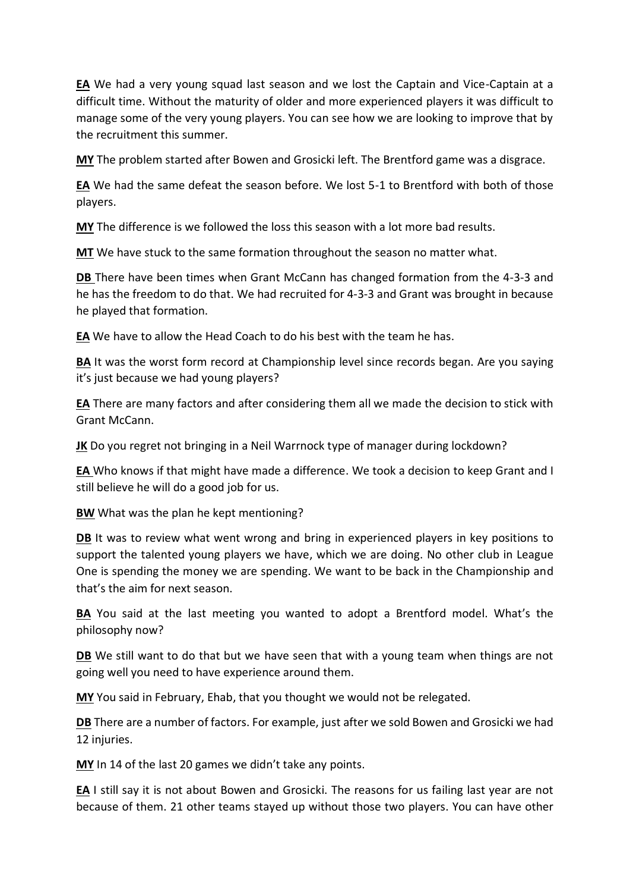**EA** We had a very young squad last season and we lost the Captain and Vice-Captain at a difficult time. Without the maturity of older and more experienced players it was difficult to manage some of the very young players. You can see how we are looking to improve that by the recruitment this summer.

**MY** The problem started after Bowen and Grosicki left. The Brentford game was a disgrace.

**EA** We had the same defeat the season before. We lost 5-1 to Brentford with both of those players.

**MY** The difference is we followed the loss this season with a lot more bad results.

**MT** We have stuck to the same formation throughout the season no matter what.

**DB** There have been times when Grant McCann has changed formation from the 4-3-3 and he has the freedom to do that. We had recruited for 4-3-3 and Grant was brought in because he played that formation.

**EA** We have to allow the Head Coach to do his best with the team he has.

**BA** It was the worst form record at Championship level since records began. Are you saying it's just because we had young players?

**EA** There are many factors and after considering them all we made the decision to stick with Grant McCann.

**JK** Do you regret not bringing in a Neil Warrnock type of manager during lockdown?

**EA** Who knows if that might have made a difference. We took a decision to keep Grant and I still believe he will do a good job for us.

**BW** What was the plan he kept mentioning?

**DB** It was to review what went wrong and bring in experienced players in key positions to support the talented young players we have, which we are doing. No other club in League One is spending the money we are spending. We want to be back in the Championship and that's the aim for next season.

**BA** You said at the last meeting you wanted to adopt a Brentford model. What's the philosophy now?

**DB** We still want to do that but we have seen that with a young team when things are not going well you need to have experience around them.

**MY** You said in February, Ehab, that you thought we would not be relegated.

**DB** There are a number of factors. For example, just after we sold Bowen and Grosicki we had 12 injuries.

**MY** In 14 of the last 20 games we didn't take any points.

**EA** I still say it is not about Bowen and Grosicki. The reasons for us failing last year are not because of them. 21 other teams stayed up without those two players. You can have other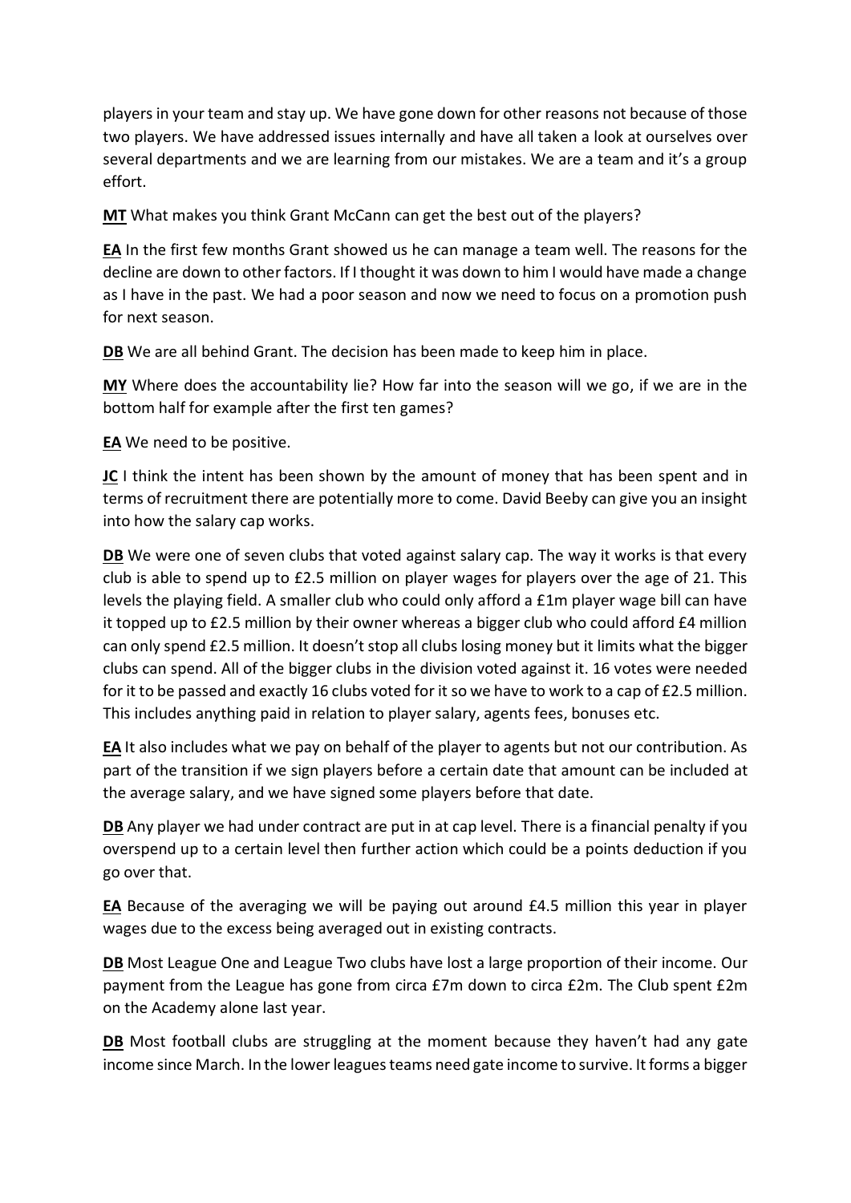players in your team and stay up. We have gone down for other reasons not because of those two players. We have addressed issues internally and have all taken a look at ourselves over several departments and we are learning from our mistakes. We are a team and it's a group effort.

**MT** What makes you think Grant McCann can get the best out of the players?

**EA** In the first few months Grant showed us he can manage a team well. The reasons for the decline are down to other factors. If I thought it was down to him I would have made a change as I have in the past. We had a poor season and now we need to focus on a promotion push for next season.

**DB** We are all behind Grant. The decision has been made to keep him in place.

**MY** Where does the accountability lie? How far into the season will we go, if we are in the bottom half for example after the first ten games?

**EA** We need to be positive.

**JC** I think the intent has been shown by the amount of money that has been spent and in terms of recruitment there are potentially more to come. David Beeby can give you an insight into how the salary cap works.

**DB** We were one of seven clubs that voted against salary cap. The way it works is that every club is able to spend up to £2.5 million on player wages for players over the age of 21. This levels the playing field. A smaller club who could only afford a £1m player wage bill can have it topped up to £2.5 million by their owner whereas a bigger club who could afford £4 million can only spend £2.5 million. It doesn't stop all clubs losing money but it limits what the bigger clubs can spend. All of the bigger clubs in the division voted against it. 16 votes were needed for it to be passed and exactly 16 clubs voted for it so we have to work to a cap of £2.5 million. This includes anything paid in relation to player salary, agents fees, bonuses etc.

**EA** It also includes what we pay on behalf of the player to agents but not our contribution. As part of the transition if we sign players before a certain date that amount can be included at the average salary, and we have signed some players before that date.

**DB** Any player we had under contract are put in at cap level. There is a financial penalty if you overspend up to a certain level then further action which could be a points deduction if you go over that.

**EA** Because of the averaging we will be paying out around £4.5 million this year in player wages due to the excess being averaged out in existing contracts.

**DB** Most League One and League Two clubs have lost a large proportion of their income. Our payment from the League has gone from circa £7m down to circa £2m. The Club spent £2m on the Academy alone last year.

**DB** Most football clubs are struggling at the moment because they haven't had any gate income since March. In the lower leagues teams need gate income to survive. It forms a bigger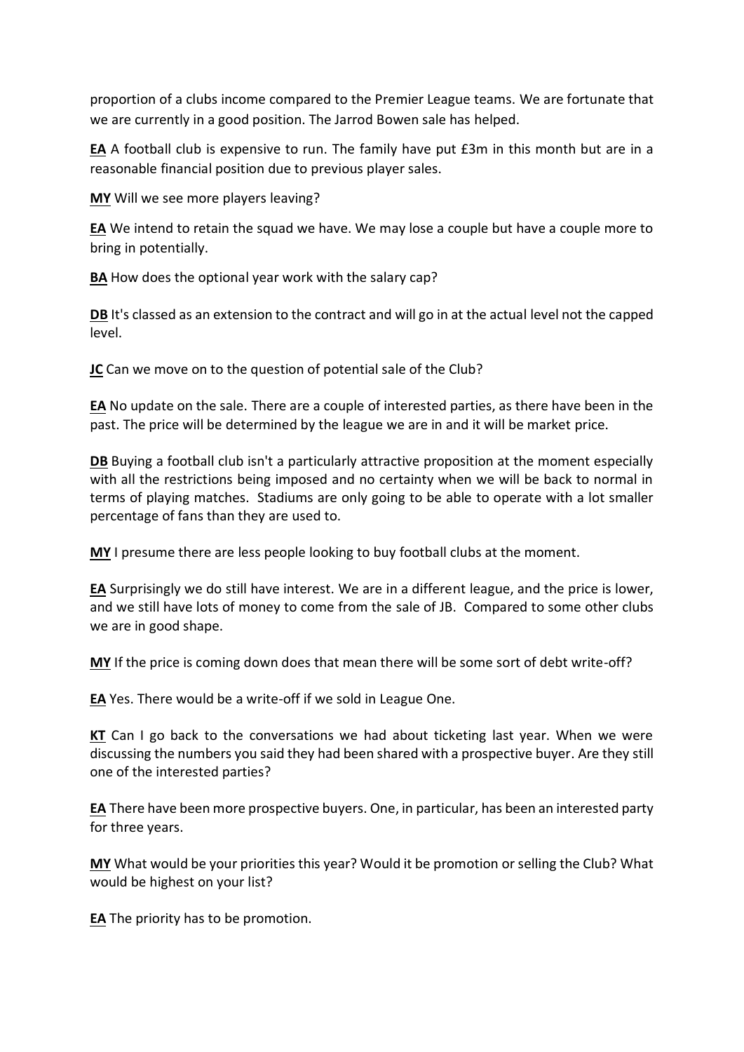proportion of a clubs income compared to the Premier League teams. We are fortunate that we are currently in a good position. The Jarrod Bowen sale has helped.

**EA** A football club is expensive to run. The family have put £3m in this month but are in a reasonable financial position due to previous player sales.

**MY** Will we see more players leaving?

**EA** We intend to retain the squad we have. We may lose a couple but have a couple more to bring in potentially.

**BA** How does the optional year work with the salary cap?

**DB** It's classed as an extension to the contract and will go in at the actual level not the capped level.

**JC** Can we move on to the question of potential sale of the Club?

**EA** No update on the sale. There are a couple of interested parties, as there have been in the past. The price will be determined by the league we are in and it will be market price.

**DB** Buying a football club isn't a particularly attractive proposition at the moment especially with all the restrictions being imposed and no certainty when we will be back to normal in terms of playing matches. Stadiums are only going to be able to operate with a lot smaller percentage of fans than they are used to.

**MY** I presume there are less people looking to buy football clubs at the moment.

**EA** Surprisingly we do still have interest. We are in a different league, and the price is lower, and we still have lots of money to come from the sale of JB. Compared to some other clubs we are in good shape.

**MY** If the price is coming down does that mean there will be some sort of debt write-off?

**EA** Yes. There would be a write-off if we sold in League One.

**KT** Can I go back to the conversations we had about ticketing last year. When we were discussing the numbers you said they had been shared with a prospective buyer. Are they still one of the interested parties?

**EA** There have been more prospective buyers. One, in particular, has been an interested party for three years.

**MY** What would be your priorities this year? Would it be promotion or selling the Club? What would be highest on your list?

**EA** The priority has to be promotion.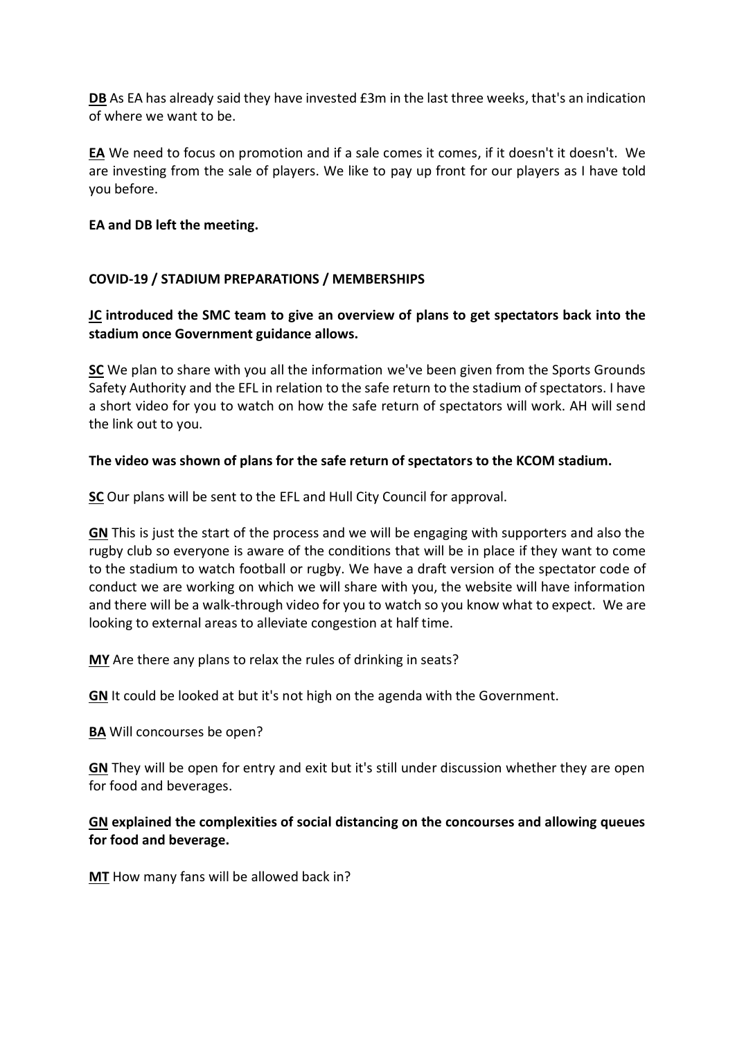**DB** As EA has already said they have invested £3m in the last three weeks, that's an indication of where we want to be.

**EA** We need to focus on promotion and if a sale comes it comes, if it doesn't it doesn't. We are investing from the sale of players. We like to pay up front for our players as I have told you before.

**EA and DB left the meeting.**

**COVID-19 / STADIUM PREPARATIONS / MEMBERSHIPS**

**JC introduced the SMC team to give an overview of plans to get spectators back into the stadium once Government guidance allows.**

**SC** We plan to share with you all the information we've been given from the Sports Grounds Safety Authority and the EFL in relation to the safe return to the stadium of spectators. I have a short video for you to watch on how the safe return of spectators will work. AH will send the link out to you.

**The video was shown of plans for the safe return of spectators to the KCOM stadium.**

**SC** Our plans will be sent to the EFL and Hull City Council for approval.

**GN** This is just the start of the process and we will be engaging with supporters and also the rugby club so everyone is aware of the conditions that will be in place if they want to come to the stadium to watch football or rugby. We have a draft version of the spectator code of conduct we are working on which we will share with you, the website will have information and there will be a walk-through video for you to watch so you know what to expect. We are looking to external areas to alleviate congestion at half time.

**MY** Are there any plans to relax the rules of drinking in seats?

**GN** It could be looked at but it's not high on the agenda with the Government.

**BA** Will concourses be open?

**GN** They will be open for entry and exit but it's still under discussion whether they are open for food and beverages.

**GN explained the complexities of social distancing on the concourses and allowing queues for food and beverage.**

**MT** How many fans will be allowed back in?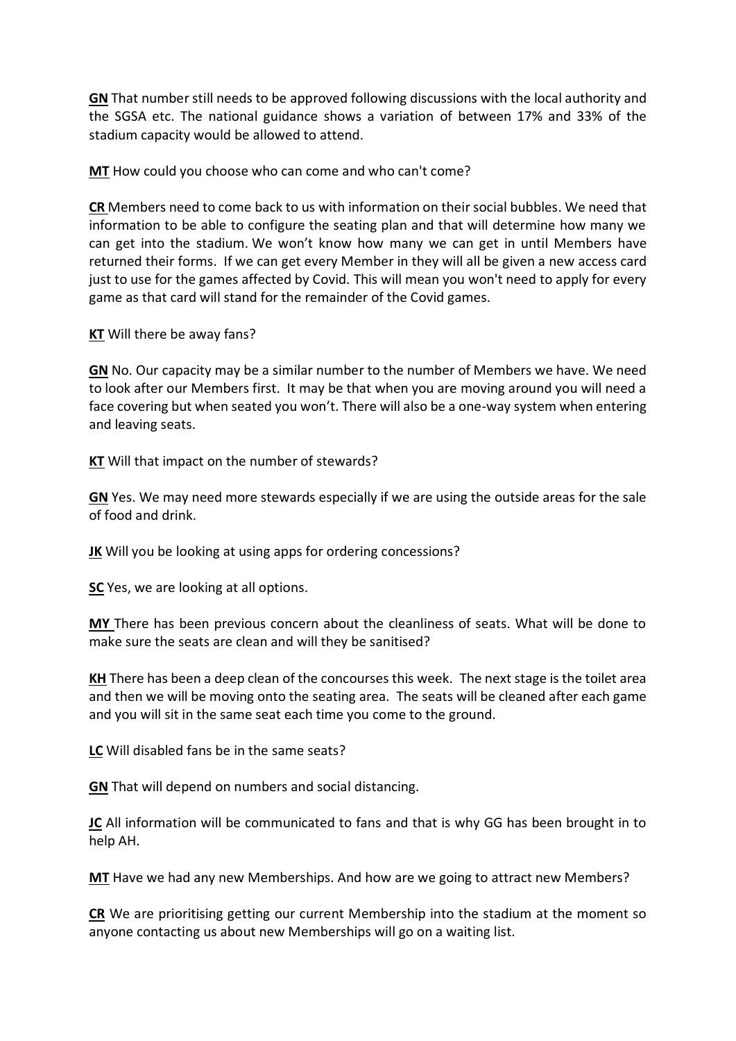**GN** That number still needs to be approved following discussions with the local authority and the SGSA etc. The national guidance shows a variation of between 17% and 33% of the stadium capacity would be allowed to attend.

**MT** How could you choose who can come and who can't come?

**CR** Members need to come back to us with information on their social bubbles. We need that information to be able to configure the seating plan and that will determine how many we can get into the stadium. We won't know how many we can get in until Members have returned their forms. If we can get every Member in they will all be given a new access card just to use for the games affected by Covid. This will mean you won't need to apply for every game as that card will stand for the remainder of the Covid games.

**KT** Will there be away fans?

**GN** No. Our capacity may be a similar number to the number of Members we have. We need to look after our Members first. It may be that when you are moving around you will need a face covering but when seated you won't. There will also be a one-way system when entering and leaving seats.

**KT** Will that impact on the number of stewards?

**GN** Yes. We may need more stewards especially if we are using the outside areas for the sale of food and drink.

**JK** Will you be looking at using apps for ordering concessions?

**SC** Yes, we are looking at all options.

**MY** There has been previous concern about the cleanliness of seats. What will be done to make sure the seats are clean and will they be sanitised?

**KH** There has been a deep clean of the concourses this week. The next stage is the toilet area and then we will be moving onto the seating area. The seats will be cleaned after each game and you will sit in the same seat each time you come to the ground.

**LC** Will disabled fans be in the same seats?

**GN** That will depend on numbers and social distancing.

**JC** All information will be communicated to fans and that is why GG has been brought in to help AH.

**MT** Have we had any new Memberships. And how are we going to attract new Members?

**CR** We are prioritising getting our current Membership into the stadium at the moment so anyone contacting us about new Memberships will go on a waiting list.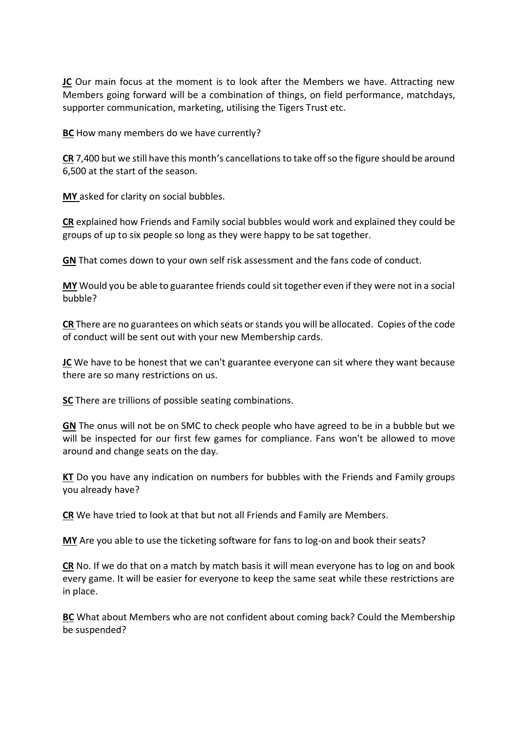**JC** Our main focus at the moment is to look after the Members we have. Attracting new Members going forward will be a combination of things, on field performance, matchdays, supporter communication, marketing, utilising the Tigers Trust etc.

**BC** How many members do we have currently?

**CR** 7,400 but we still have this month's cancellations to take off so the figure should be around 6,500 at the start of the season.

**MY** asked for clarity on social bubbles.

**CR** explained how Friends and Family social bubbles would work and explained they could be groups of up to six people so long as they were happy to be sat together.

**GN** That comes down to your own self risk assessment and the fans code of conduct.

**MY** Would you be able to guarantee friends could sit together even if they were not in a social bubble?

**CR** There are no guarantees on which seats or stands you will be allocated. Copies of the code of conduct will be sent out with your new Membership cards.

**JC** We have to be honest that we can't guarantee everyone can sit where they want because there are so many restrictions on us.

**SC** There are trillions of possible seating combinations.

**GN** The onus will not be on SMC to check people who have agreed to be in a bubble but we will be inspected for our first few games for compliance. Fans won't be allowed to move around and change seats on the day.

**KT** Do you have any indication on numbers for bubbles with the Friends and Family groups you already have?

**CR** We have tried to look at that but not all Friends and Family are Members.

**MY** Are you able to use the ticketing software for fans to log-on and book their seats?

**CR** No. If we do that on a match by match basis it will mean everyone has to log on and book every game. It will be easier for everyone to keep the same seat while these restrictions are in place.

**BC** What about Members who are not confident about coming back? Could the Membership be suspended?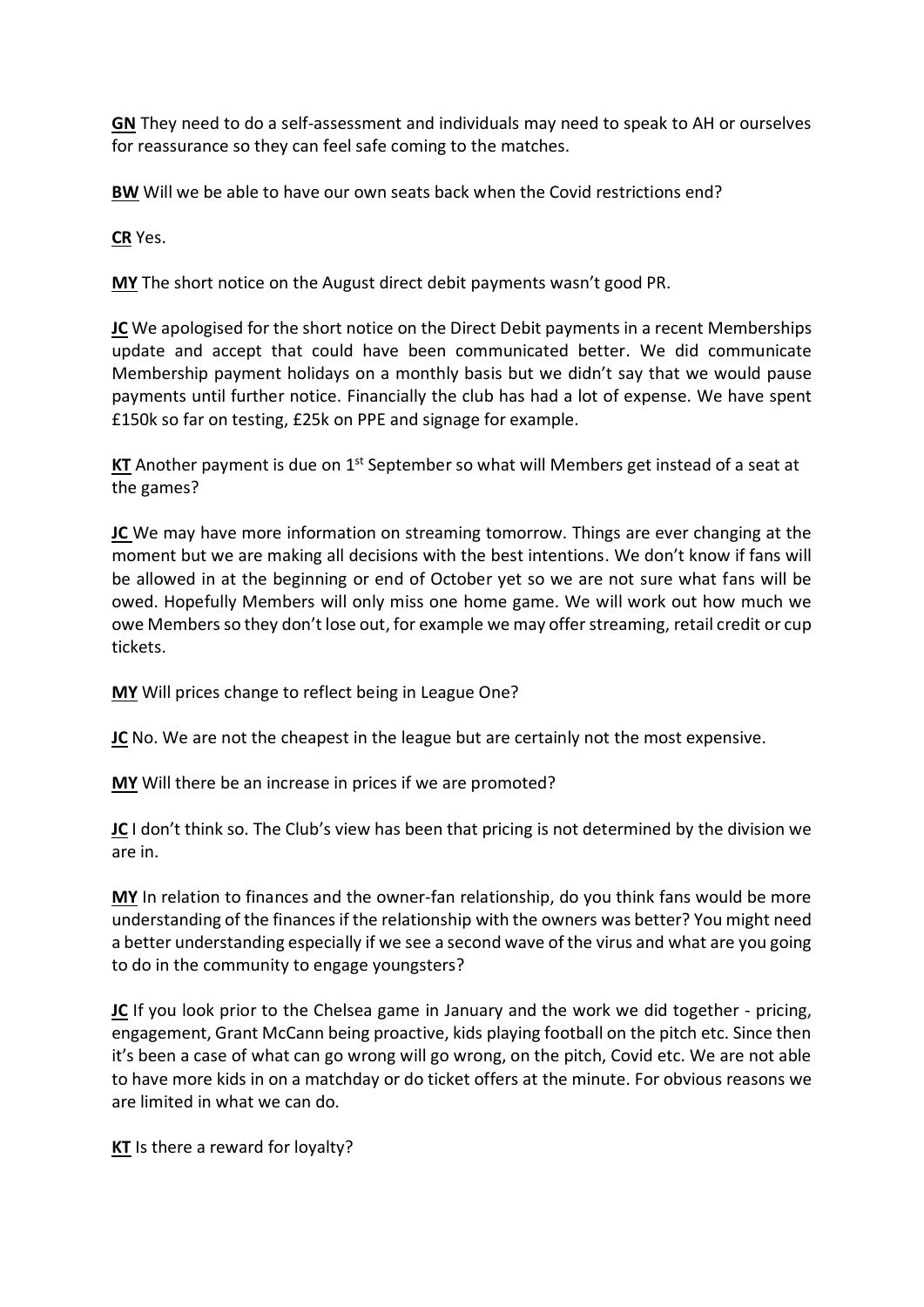**GN** They need to do a self-assessment and individuals may need to speak to AH or ourselves for reassurance so they can feel safe coming to the matches.

**BW** Will we be able to have our own seats back when the Covid restrictions end?

**CR** Yes.

**MY** The short notice on the August direct debit payments wasn't good PR.

**JC** We apologised for the short notice on the Direct Debit payments in a recent Memberships update and accept that could have been communicated better. We did communicate Membership payment holidays on a monthly basis but we didn't say that we would pause payments until further notice. Financially the club has had a lot of expense. We have spent £150k so far on testing, £25k on PPE and signage for example.

**KT** Another payment is due on 1st September so what will Members get instead of a seat at the games?

**JC** We may have more information on streaming tomorrow. Things are ever changing at the moment but we are making all decisions with the best intentions. We don't know if fans will be allowed in at the beginning or end of October yet so we are not sure what fans will be owed. Hopefully Members will only miss one home game. We will work out how much we owe Members so they don't lose out, for example we may offer streaming, retail credit or cup tickets.

**MY** Will prices change to reflect being in League One?

**JC** No. We are not the cheapest in the league but are certainly not the most expensive.

**MY** Will there be an increase in prices if we are promoted?

**JC** I don't think so. The Club's view has been that pricing is not determined by the division we are in.

**MY** In relation to finances and the owner-fan relationship, do you think fans would be more understanding of the finances if the relationship with the owners was better? You might need a better understanding especially if we see a second wave of the virus and what are you going to do in the community to engage youngsters?

**JC** If you look prior to the Chelsea game in January and the work we did together - pricing, engagement, Grant McCann being proactive, kids playing football on the pitch etc. Since then it's been a case of what can go wrong will go wrong, on the pitch, Covid etc. We are not able to have more kids in on a matchday or do ticket offers at the minute. For obvious reasons we are limited in what we can do.

**KT** Is there a reward for loyalty?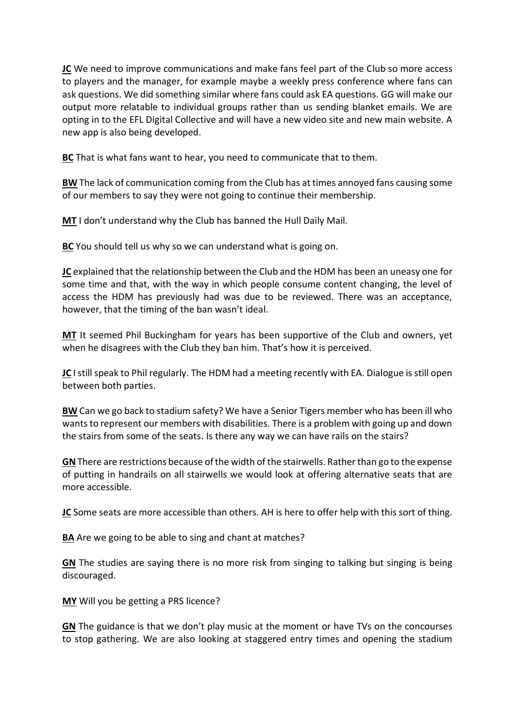**JC** We need to improve communications and make fans feel part of the Club so more access to players and the manager, for example maybe a weekly press conference where fans can ask questions. We did something similar where fans could ask EA questions. GG will make our output more relatable to individual groups rather than us sending blanket emails. We are opting in to the EFL Digital Collective and will have a new video site and new main website. A new app is also being developed.

**BC** That is what fans want to hear, you need to communicate that to them.

**BW** The lack of communication coming from the Club has at times annoyed fans causing some of our members to say they were not going to continue their membership.

**MT** I don't understand why the Club has banned the Hull Daily Mail.

**BC** You should tell us why so we can understand what is going on.

**JC** explained that the relationship between the Club and the HDM has been an uneasy one for some time and that, with the way in which people consume content changing, the level of access the HDM has previously had was due to be reviewed. There was an acceptance, however, that the timing of the ban wasn't ideal.

**MT** It seemed Phil Buckingham for years has been supportive of the Club and owners, yet when he disagrees with the Club they ban him. That's how it is perceived.

**JC** I still speak to Phil regularly. The HDM had a meeting recently with EA. Dialogue is still open between both parties.

**BW** Can we go back to stadium safety? We have a Senior Tigers member who has been ill who wants to represent our members with disabilities. There is a problem with going up and down the stairs from some of the seats. Is there any way we can have rails on the stairs?

**GN** There are restrictions because of the width of the stairwells. Rather than go to the expense of putting in handrails on all stairwells we would look at offering alternative seats that are more accessible.

**JC** Some seats are more accessible than others. AH is here to offer help with this sort of thing.

**BA** Are we going to be able to sing and chant at matches?

**GN** The studies are saying there is no more risk from singing to talking but singing is being discouraged.

**MY** Will you be getting a PRS licence?

**GN** The guidance is that we don't play music at the moment or have TVs on the concourses to stop gathering. We are also looking at staggered entry times and opening the stadium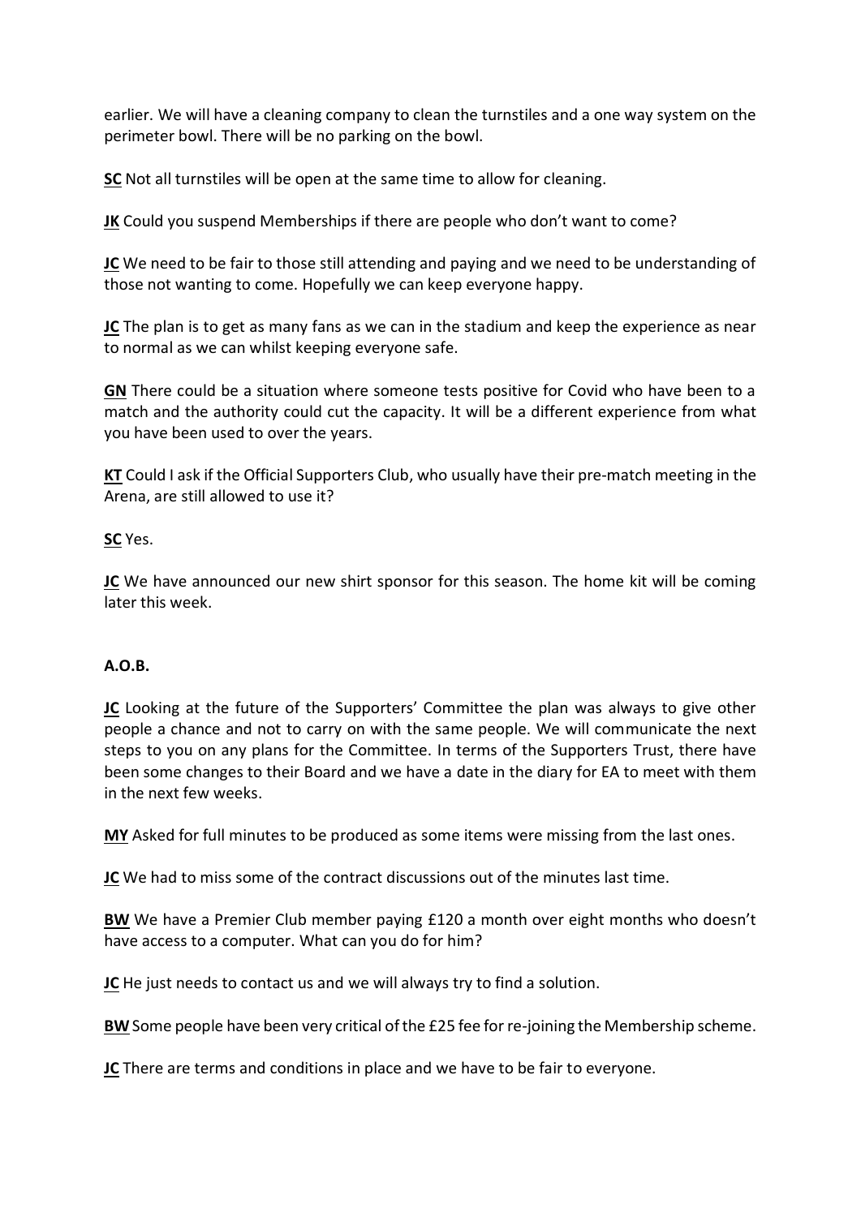earlier. We will have a cleaning company to clean the turnstiles and a one way system on the perimeter bowl. There will be no parking on the bowl.

**SC** Not all turnstiles will be open at the same time to allow for cleaning.

**JK** Could you suspend Memberships if there are people who don't want to come?

**JC** We need to be fair to those still attending and paying and we need to be understanding of those not wanting to come. Hopefully we can keep everyone happy.

**JC** The plan is to get as many fans as we can in the stadium and keep the experience as near to normal as we can whilst keeping everyone safe.

**GN** There could be a situation where someone tests positive for Covid who have been to a match and the authority could cut the capacity. It will be a different experience from what you have been used to over the years.

**KT** Could I ask if the Official Supporters Club, who usually have their pre-match meeting in the Arena, are still allowed to use it?

**SC** Yes.

**JC** We have announced our new shirt sponsor for this season. The home kit will be coming later this week.

**A.O.B.**

**JC** Looking at the future of the Supporters' Committee the plan was always to give other people a chance and not to carry on with the same people. We will communicate the next steps to you on any plans for the Committee. In terms of the Supporters Trust, there have been some changes to their Board and we have a date in the diary for EA to meet with them in the next few weeks.

**MY** Asked for full minutes to be produced as some items were missing from the last ones.

**JC** We had to miss some of the contract discussions out of the minutes last time.

**BW** We have a Premier Club member paying £120 a month over eight months who doesn't have access to a computer. What can you do for him?

**JC** He just needs to contact us and we will always try to find a solution.

**BW** Some people have been very critical of the £25 fee for re-joining the Membership scheme.

**JC** There are terms and conditions in place and we have to be fair to everyone.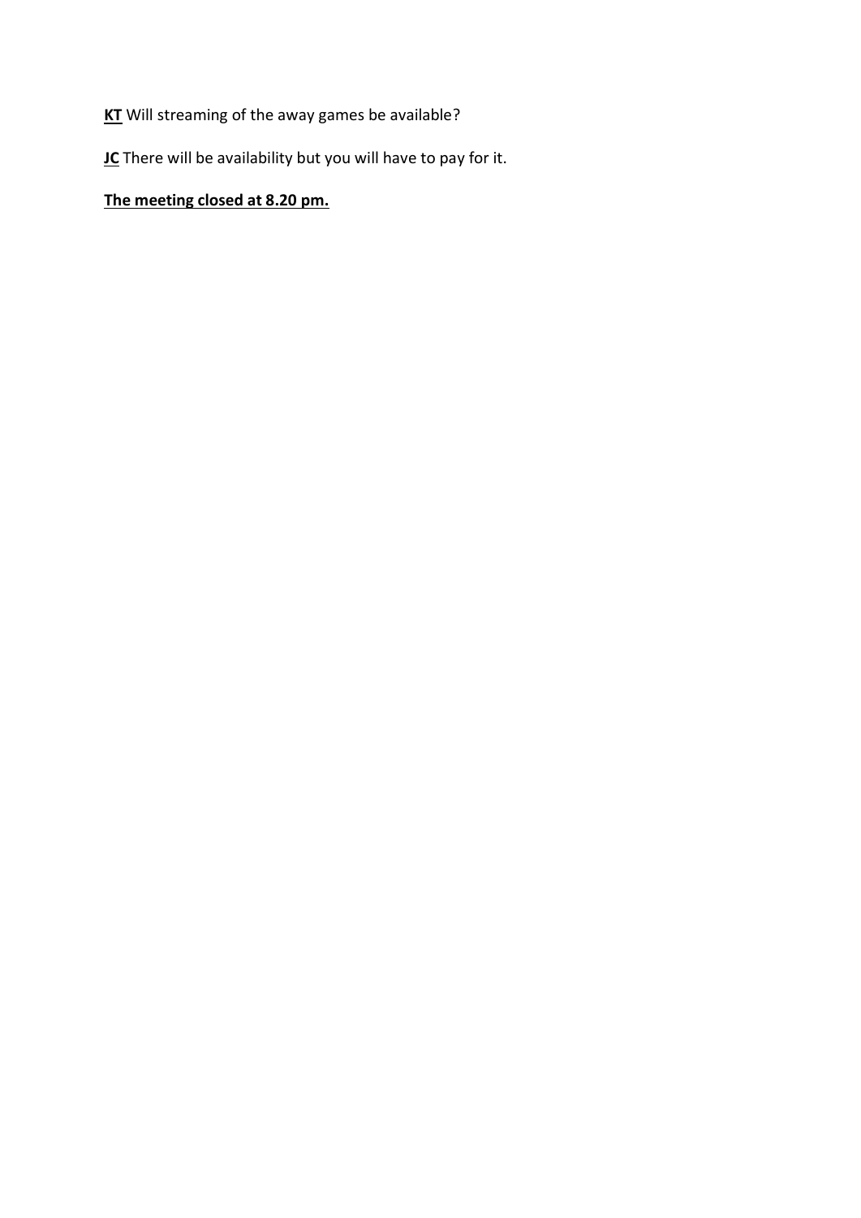**<u>KT</u>** Will streaming of the away games be available?

**<u>JC</u>** There will be availability but you will have to pay for it.

**<u>The meeting closed at 8.20 pm.</u>**